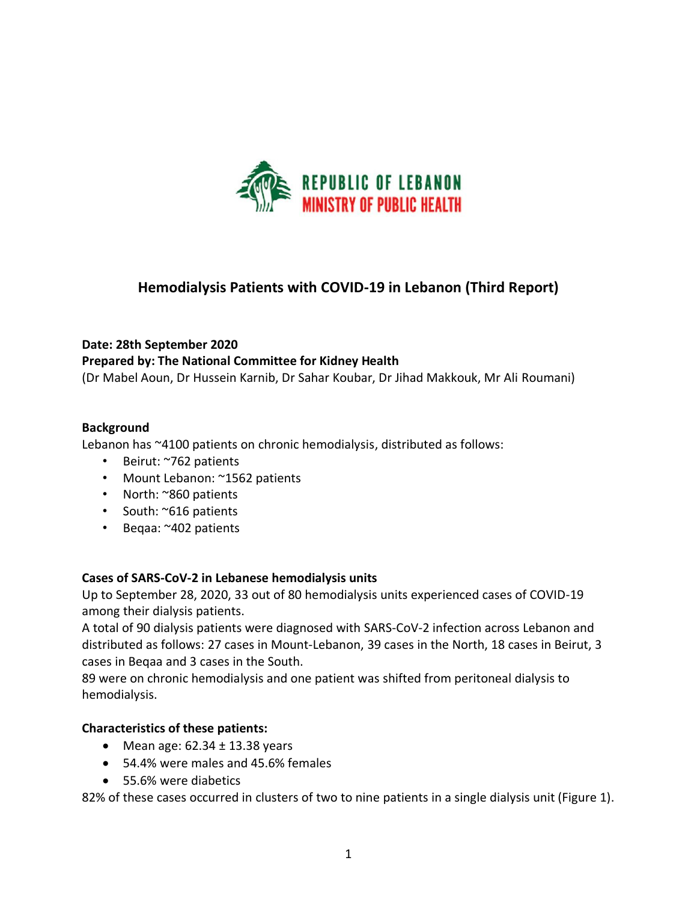REPUBLIC OF LEBANON
MINISTRY OF PUBLIC HEALTH

# Hemodialysis Patients with COVID-19 in Lebanon (Third Report)

**Date: 28th September 2020**
**Prepared by: The National Committee for Kidney Health**
(Dr Mabel Aoun, Dr Hussein Karnib, Dr Sahar Koubar, Dr Jihad Makkouk, Mr Ali Roumani)

**Background**
Lebanon has ~4100 patients on chronic hemodialysis, distributed as follows:

- Beirut: ~762 patients
- Mount Lebanon: ~1562 patients
- North: ~860 patients
- South: ~616 patients
- Beqaa: ~402 patients

**Cases of SARS-CoV-2 in Lebanese hemodialysis units**
Up to September 28, 2020, 33 out of 80 hemodialysis units experienced cases of COVID-19 among their dialysis patients.
A total of 90 dialysis patients were diagnosed with SARS-CoV-2 infection across Lebanon and distributed as follows: 27 cases in Mount-Lebanon, 39 cases in the North, 18 cases in Beirut, 3 cases in Beqaa and 3 cases in the South.
89 were on chronic hemodialysis and one patient was shifted from peritoneal dialysis to hemodialysis.

**Characteristics of these patients:**

- Mean age: 62.34 ± 13.38 years
- 54.4% were males and 45.6% females
- 55.6% were diabetics

82% of these cases occurred in clusters of two to nine patients in a single dialysis unit (Figure 1).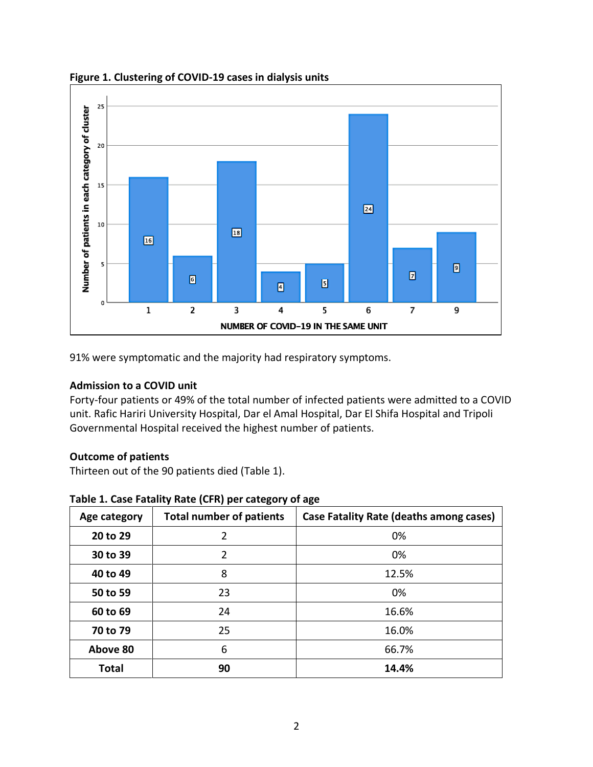**Figure 1. Clustering of COVID-19 cases in dialysis units**

Number of patients in each category of cluster

25
20
15
10
5
0

16
6
18
4
5
24
7
9

1
2
3
4
5
6
7
9

NUMBER OF COVID-19 IN THE SAME UNIT

91% were symptomatic and the majority had respiratory symptoms.

**Admission to a COVID unit**

Forty-four patients or 49% of the total number of infected patients were admitted to a COVID unit. Rafic Hariri University Hospital, Dar el Amal Hospital, Dar El Shifa Hospital and Tripoli Governmental Hospital received the highest number of patients.

**Outcome of patients**

Thirteen out of the 90 patients died (Table 1).

**Table 1. Case Fatality Rate (CFR) per category of age**

| Age category | Total number of patients | Case Fatality Rate (deaths among cases) |
|---|---|---|
| **20 to 29** | 2 | 0% |
| **30 to 39** | 2 | 0% |
| **40 to 49** | 8 | 12.5% |
| **50 to 59** | 23 | 0% |
| **60 to 69** | 24 | 16.6% |
| **70 to 79** | 25 | 16.0% |
| **Above 80** | 6 | 66.7% |
| **Total** | **90** | **14.4%** |